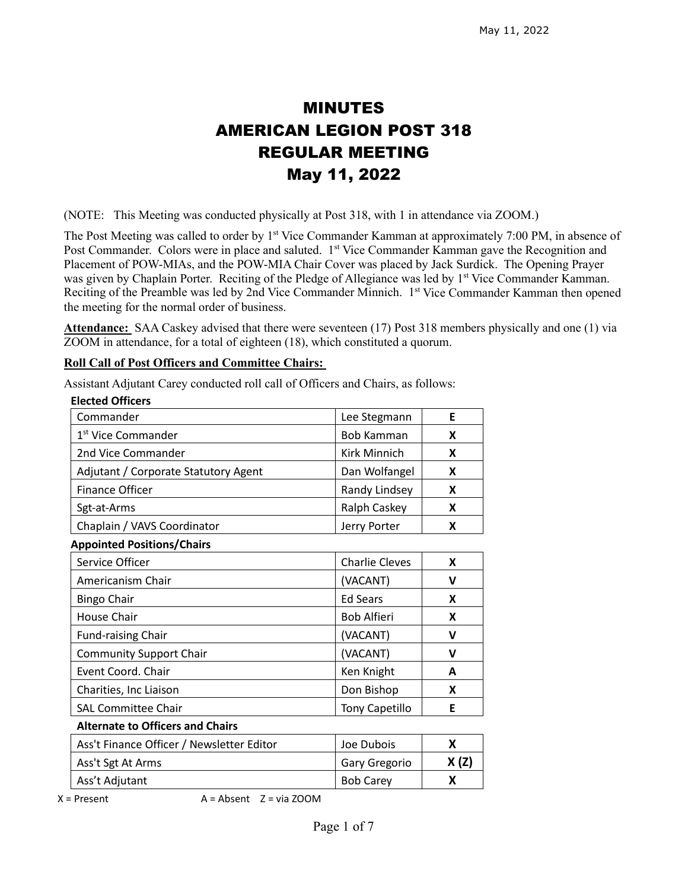# MINUTES
# AMERICAN LEGION POST 318
# REGULAR MEETING
# May 11, 2022

(NOTE: This Meeting was conducted physically at Post 318, with 1 in attendance via ZOOM.)

The Post Meeting was called to order by 1st Vice Commander Kamman at approximately 7:00 PM, in absence of Post Commander. Colors were in place and saluted. 1st Vice Commander Kamman gave the Recognition and Placement of POW-MIAs, and the POW-MIA Chair Cover was placed by Jack Surdick. The Opening Prayer was given by Chaplain Porter. Reciting of the Pledge of Allegiance was led by 1st Vice Commander Kamman. Reciting of the Preamble was led by 2nd Vice Commander Minnich. 1st Vice Commander Kamman then opened the meeting for the normal order of business.

**Attendance:** SAA Caskey advised that there were seventeen (17) Post 318 members physically and one (1) via ZOOM in attendance, for a total of eighteen (18), which constituted a quorum.

**Roll Call of Post Officers and Committee Chairs:**

Assistant Adjutant Carey conducted roll call of Officers and Chairs, as follows:

| **Elected Officers** | | |
|---|---|---|
| Commander | Lee Stegmann | **E** |
| 1st Vice Commander | Bob Kamman | **X** |
| 2nd Vice Commander | Kirk Minnich | **X** |
| Adjutant / Corporate Statutory Agent | Dan Wolfangel | **X** |
| Finance Officer | Randy Lindsey | **X** |
| Sgt-at-Arms | Ralph Caskey | **X** |
| Chaplain / VAVS Coordinator | Jerry Porter | **X** |
| **Appointed Positions/Chairs** | | |
| Service Officer | Charlie Cleves | **X** |
| Americanism Chair | (VACANT) | **V** |
| Bingo Chair | Ed Sears | **X** |
| House Chair | Bob Alfieri | **X** |
| Fund-raising Chair | (VACANT) | **V** |
| Community Support Chair | (VACANT) | **V** |
| Event Coord. Chair | Ken Knight | **A** |
| Charities, Inc Liaison | Don Bishop | **X** |
| SAL Committee Chair | Tony Capetillo | **E** |
| **Alternate to Officers and Chairs** | | |
| Ass't Finance Officer / Newsletter Editor | Joe Dubois | **X** |
| Ass't Sgt At Arms | Gary Gregorio | **X (Z)** |
| Ass't Adjutant | Bob Carey | **X** |

X = Present A = Absent Z = via ZOOM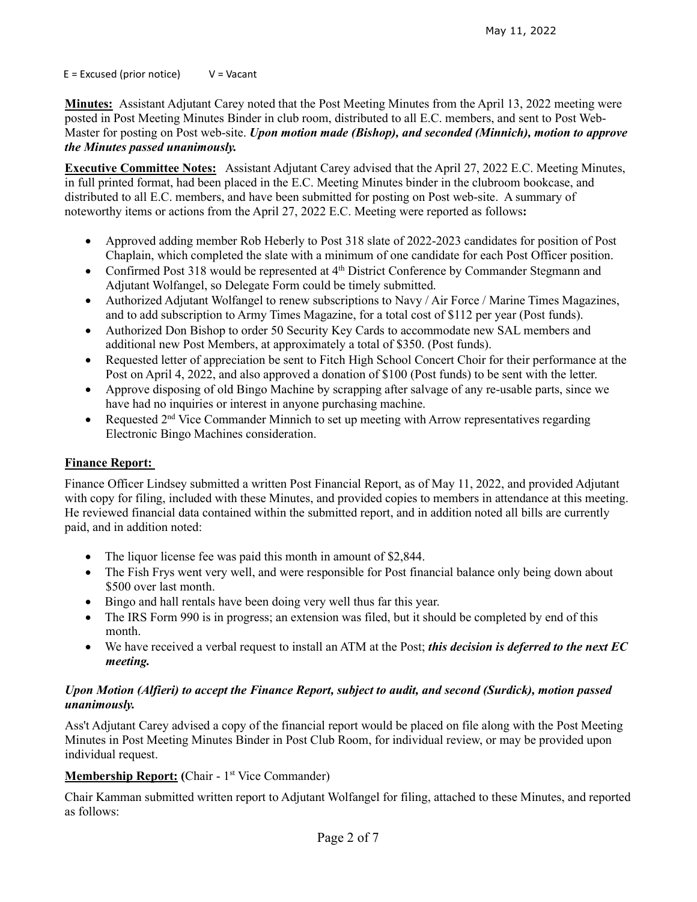E = Excused (prior notice)   V = Vacant

**Minutes:** Assistant Adjutant Carey noted that the Post Meeting Minutes from the April 13, 2022 meeting were posted in Post Meeting Minutes Binder in club room, distributed to all E.C. members, and sent to Post Web-Master for posting on Post web-site. ***Upon motion made (Bishop), and seconded (Minnich), motion to approve the Minutes passed unanimously.***

**Executive Committee Notes:** Assistant Adjutant Carey advised that the April 27, 2022 E.C. Meeting Minutes, in full printed format, had been placed in the E.C. Meeting Minutes binder in the clubroom bookcase, and distributed to all E.C. members, and have been submitted for posting on Post web-site. A summary of noteworthy items or actions from the April 27, 2022 E.C. Meeting were reported as follows**:**

- Approved adding member Rob Heberly to Post 318 slate of 2022-2023 candidates for position of Post Chaplain, which completed the slate with a minimum of one candidate for each Post Officer position.
- Confirmed Post 318 would be represented at 4th District Conference by Commander Stegmann and Adjutant Wolfangel, so Delegate Form could be timely submitted.
- Authorized Adjutant Wolfangel to renew subscriptions to Navy / Air Force / Marine Times Magazines, and to add subscription to Army Times Magazine, for a total cost of $112 per year (Post funds).
- Authorized Don Bishop to order 50 Security Key Cards to accommodate new SAL members and additional new Post Members, at approximately a total of $350. (Post funds).
- Requested letter of appreciation be sent to Fitch High School Concert Choir for their performance at the Post on April 4, 2022, and also approved a donation of $100 (Post funds) to be sent with the letter.
- Approve disposing of old Bingo Machine by scrapping after salvage of any re-usable parts, since we have had no inquiries or interest in anyone purchasing machine.
- Requested 2nd Vice Commander Minnich to set up meeting with Arrow representatives regarding Electronic Bingo Machines consideration.

**Finance Report:**

Finance Officer Lindsey submitted a written Post Financial Report, as of May 11, 2022, and provided Adjutant with copy for filing, included with these Minutes, and provided copies to members in attendance at this meeting. He reviewed financial data contained within the submitted report, and in addition noted all bills are currently paid, and in addition noted:

- The liquor license fee was paid this month in amount of $2,844.
- The Fish Frys went very well, and were responsible for Post financial balance only being down about $500 over last month.
- Bingo and hall rentals have been doing very well thus far this year.
- The IRS Form 990 is in progress; an extension was filed, but it should be completed by end of this month.
- We have received a verbal request to install an ATM at the Post; ***this decision is deferred to the next EC meeting.***

***Upon Motion (Alfieri) to accept the Finance Report, subject to audit, and second (Surdick), motion passed unanimously.***

Ass't Adjutant Carey advised a copy of the financial report would be placed on file along with the Post Meeting Minutes in Post Meeting Minutes Binder in Post Club Room, for individual review, or may be provided upon individual request.

**Membership Report: (**Chair - 1st Vice Commander)

Chair Kamman submitted written report to Adjutant Wolfangel for filing, attached to these Minutes, and reported as follows: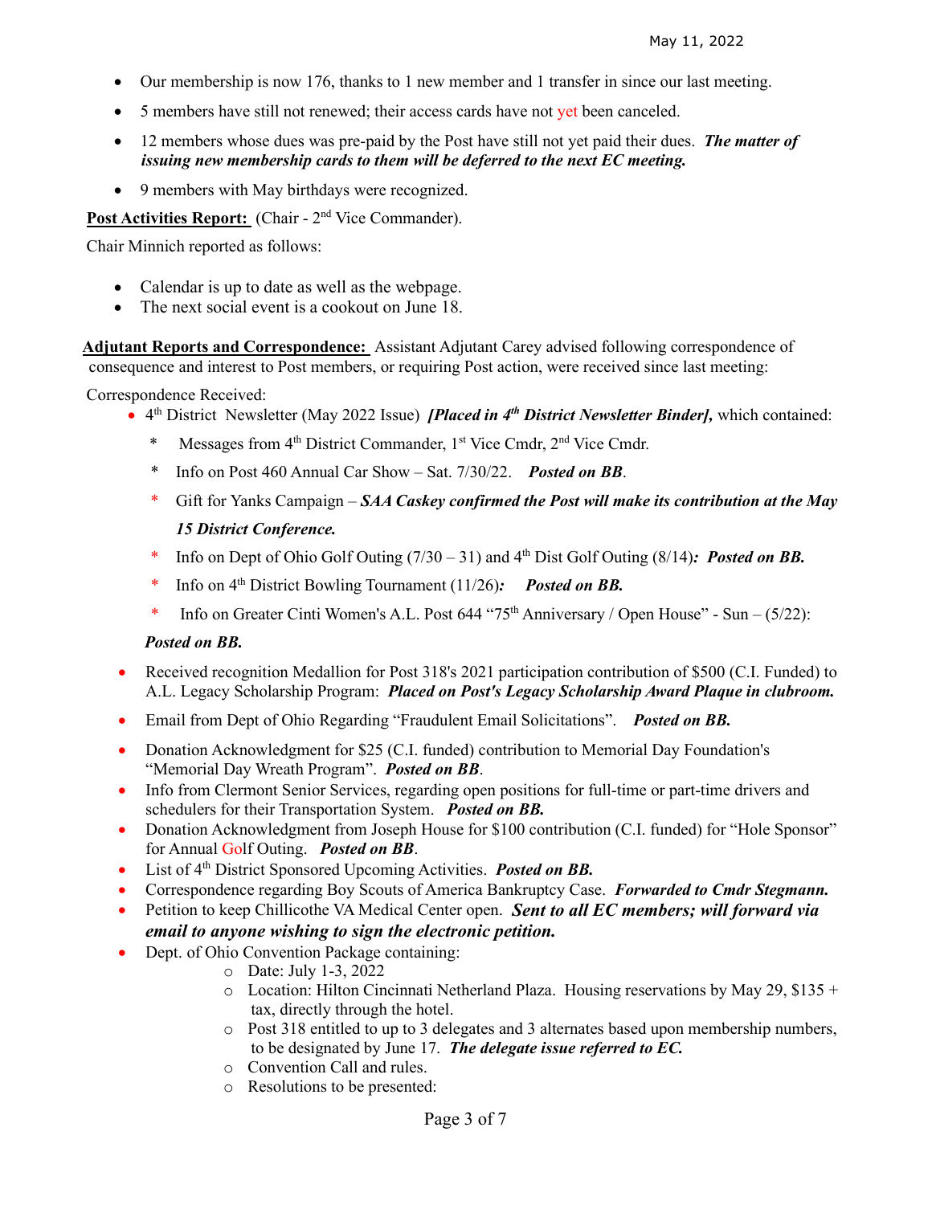- Our membership is now 176, thanks to 1 new member and 1 transfer in since our last meeting.
- 5 members have still not renewed; their access cards have not yet been canceled.
- 12 members whose dues was pre-paid by the Post have still not yet paid their dues. ***The matter of issuing new membership cards to them will be deferred to the next EC meeting.***
- 9 members with May birthdays were recognized.

**Post Activities Report:** (Chair - 2nd Vice Commander).

Chair Minnich reported as follows:

- Calendar is up to date as well as the webpage.
- The next social event is a cookout on June 18.

**Adjutant Reports and Correspondence:** Assistant Adjutant Carey advised following correspondence of consequence and interest to Post members, or requiring Post action, were received since last meeting:

Correspondence Received:

- 4th District Newsletter (May 2022 Issue) ***[Placed in 4th District Newsletter Binder],*** which contained:
  - * Messages from 4th District Commander, 1st Vice Cmdr, 2nd Vice Cmdr.
  - * Info on Post 460 Annual Car Show – Sat. 7/30/22. ***Posted on BB***.
  - * Gift for Yanks Campaign – ***SAA Caskey confirmed the Post will make its contribution at the May 15 District Conference.***
  - * Info on Dept of Ohio Golf Outing (7/30 – 31) and 4th Dist Golf Outing (8/14)***: Posted on BB.***
  - * Info on 4th District Bowling Tournament (11/26)***: Posted on BB.***
  - * Info on Greater Cinti Women's A.L. Post 644 "75th Anniversary / Open House" - Sun – (5/22): ***Posted on BB.***
- Received recognition Medallion for Post 318's 2021 participation contribution of $500 (C.I. Funded) to A.L. Legacy Scholarship Program: ***Placed on Post's Legacy Scholarship Award Plaque in clubroom.***
- Email from Dept of Ohio Regarding "Fraudulent Email Solicitations". ***Posted on BB.***
- Donation Acknowledgment for $25 (C.I. funded) contribution to Memorial Day Foundation's "Memorial Day Wreath Program". ***Posted on BB***.
- Info from Clermont Senior Services, regarding open positions for full-time or part-time drivers and schedulers for their Transportation System. ***Posted on BB.***
- Donation Acknowledgment from Joseph House for $100 contribution (C.I. funded) for "Hole Sponsor" for Annual Golf Outing. ***Posted on BB***.
- List of 4th District Sponsored Upcoming Activities. ***Posted on BB.***
- Correspondence regarding Boy Scouts of America Bankruptcy Case. ***Forwarded to Cmdr Stegmann.***
- Petition to keep Chillicothe VA Medical Center open. ***Sent to all EC members; will forward via email to anyone wishing to sign the electronic petition.***
- Dept. of Ohio Convention Package containing:
  - Date: July 1-3, 2022
  - Location: Hilton Cincinnati Netherland Plaza. Housing reservations by May 29, $135 + tax, directly through the hotel.
  - Post 318 entitled to up to 3 delegates and 3 alternates based upon membership numbers, to be designated by June 17. ***The delegate issue referred to EC.***
  - Convention Call and rules.
  - Resolutions to be presented: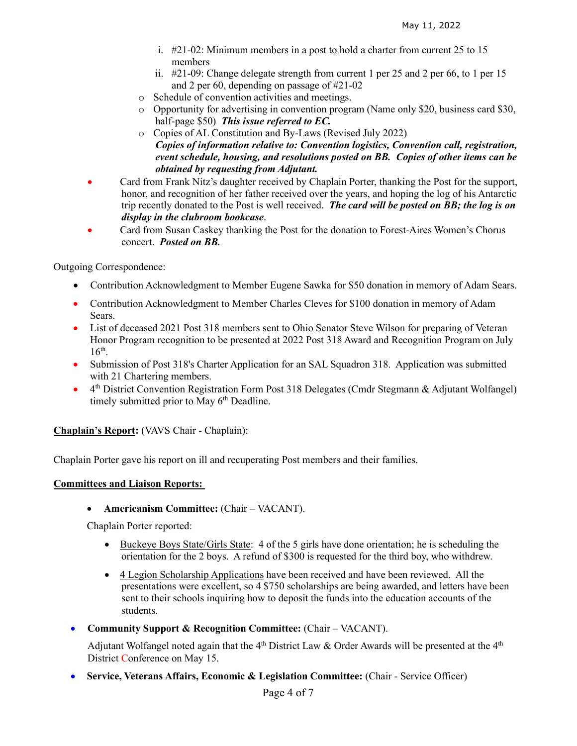i. #21-02: Minimum members in a post to hold a charter from current 25 to 15 members
   ii. #21-09: Change delegate strength from current 1 per 25 and 2 per 66, to 1 per 15 and 2 per 60, depending on passage of #21-02
  - Schedule of convention activities and meetings.
  - Opportunity for advertising in convention program (Name only $20, business card $30, half-page $50) ***This issue referred to EC.***
  - Copies of AL Constitution and By-Laws (Revised July 2022)
    ***Copies of information relative to: Convention logistics, Convention call, registration, event schedule, housing, and resolutions posted on BB. Copies of other items can be obtained by requesting from Adjutant.***
- Card from Frank Nitz's daughter received by Chaplain Porter, thanking the Post for the support, honor, and recognition of her father received over the years, and hoping the log of his Antarctic trip recently donated to the Post is well received. ***The card will be posted on BB; the log is on display in the clubroom bookcase***.
- Card from Susan Caskey thanking the Post for the donation to Forest-Aires Women's Chorus concert. ***Posted on BB.***

Outgoing Correspondence:

- Contribution Acknowledgment to Member Eugene Sawka for $50 donation in memory of Adam Sears.
- Contribution Acknowledgment to Member Charles Cleves for $100 donation in memory of Adam Sears.
- List of deceased 2021 Post 318 members sent to Ohio Senator Steve Wilson for preparing of Veteran Honor Program recognition to be presented at 2022 Post 318 Award and Recognition Program on July 16th.
- Submission of Post 318's Charter Application for an SAL Squadron 318. Application was submitted with 21 Chartering members.
- 4th District Convention Registration Form Post 318 Delegates (Cmdr Stegmann & Adjutant Wolfangel) timely submitted prior to May 6th Deadline.

**Chaplain's Report:** (VAVS Chair - Chaplain):

Chaplain Porter gave his report on ill and recuperating Post members and their families.

**Committees and Liaison Reports:**

- **Americanism Committee:** (Chair – VACANT).

  Chaplain Porter reported:

  - Buckeye Boys State/Girls State: 4 of the 5 girls have done orientation; he is scheduling the orientation for the 2 boys. A refund of $300 is requested for the third boy, who withdrew.
  - 4 Legion Scholarship Applications have been received and have been reviewed. All the presentations were excellent, so 4 $750 scholarships are being awarded, and letters have been sent to their schools inquiring how to deposit the funds into the education accounts of the students.

- **Community Support & Recognition Committee:** (Chair – VACANT).

  Adjutant Wolfangel noted again that the 4th District Law & Order Awards will be presented at the 4th District Conference on May 15.

- **Service, Veterans Affairs, Economic & Legislation Committee:** (Chair - Service Officer)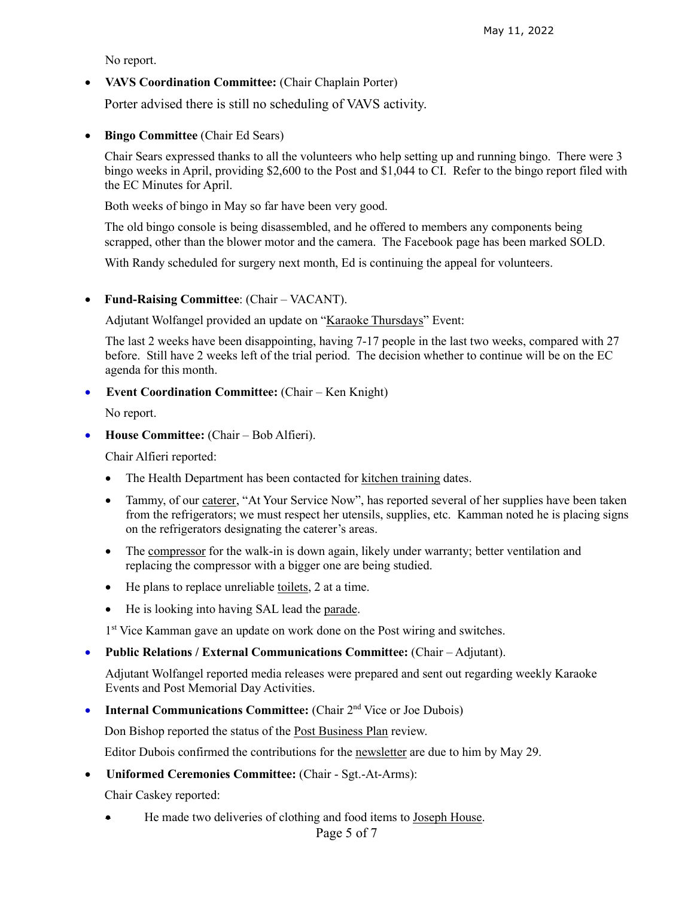No report.

- **VAVS Coordination Committee:** (Chair Chaplain Porter)

  Porter advised there is still no scheduling of VAVS activity.

- **Bingo Committee** (Chair Ed Sears)

  Chair Sears expressed thanks to all the volunteers who help setting up and running bingo. There were 3 bingo weeks in April, providing $2,600 to the Post and $1,044 to CI. Refer to the bingo report filed with the EC Minutes for April.

  Both weeks of bingo in May so far have been very good.

  The old bingo console is being disassembled, and he offered to members any components being scrapped, other than the blower motor and the camera. The Facebook page has been marked SOLD.

  With Randy scheduled for surgery next month, Ed is continuing the appeal for volunteers.

- **Fund-Raising Committee**: (Chair – VACANT).

  Adjutant Wolfangel provided an update on "Karaoke Thursdays" Event:

  The last 2 weeks have been disappointing, having 7-17 people in the last two weeks, compared with 27 before. Still have 2 weeks left of the trial period. The decision whether to continue will be on the EC agenda for this month.

- **Event Coordination Committee:** (Chair – Ken Knight)

  No report.

- **House Committee:** (Chair – Bob Alfieri).

  Chair Alfieri reported:

  - The Health Department has been contacted for kitchen training dates.
  - Tammy, of our caterer, "At Your Service Now", has reported several of her supplies have been taken from the refrigerators; we must respect her utensils, supplies, etc. Kamman noted he is placing signs on the refrigerators designating the caterer's areas.
  - The compressor for the walk-in is down again, likely under warranty; better ventilation and replacing the compressor with a bigger one are being studied.
  - He plans to replace unreliable toilets, 2 at a time.
  - He is looking into having SAL lead the parade.

  1st Vice Kamman gave an update on work done on the Post wiring and switches.

- **Public Relations / External Communications Committee:** (Chair – Adjutant).

  Adjutant Wolfangel reported media releases were prepared and sent out regarding weekly Karaoke Events and Post Memorial Day Activities.

- **Internal Communications Committee:** (Chair 2nd Vice or Joe Dubois)

  Don Bishop reported the status of the Post Business Plan review.

  Editor Dubois confirmed the contributions for the newsletter are due to him by May 29.

- **Uniformed Ceremonies Committee:** (Chair - Sgt.-At-Arms):

  Chair Caskey reported:

  - He made two deliveries of clothing and food items to Joseph House.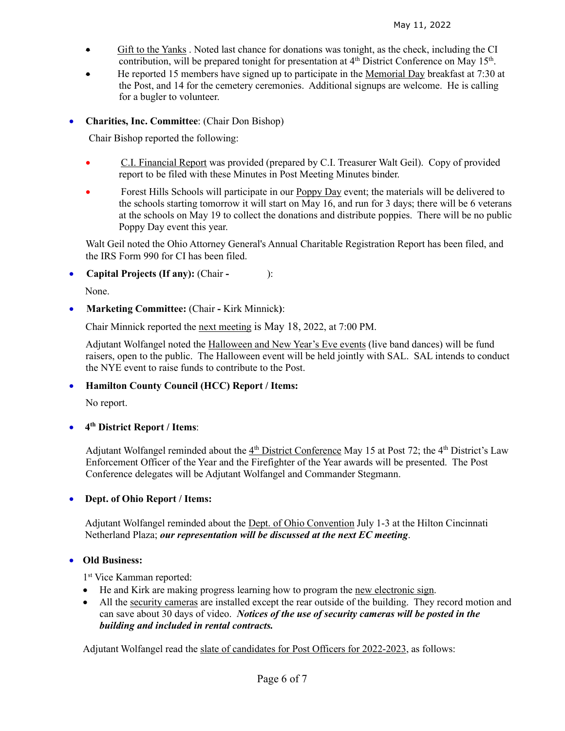- <u>Gift to the Yanks</u> . Noted last chance for donations was tonight, as the check, including the CI contribution, will be prepared tonight for presentation at 4th District Conference on May 15th.
- He reported 15 members have signed up to participate in the <u>Memorial Day</u> breakfast at 7:30 at the Post, and 14 for the cemetery ceremonies. Additional signups are welcome. He is calling for a bugler to volunteer.

- **Charities, Inc. Committee**: (Chair Don Bishop)

  Chair Bishop reported the following:

  - <u>C.I. Financial Report</u> was provided (prepared by C.I. Treasurer Walt Geil). Copy of provided report to be filed with these Minutes in Post Meeting Minutes binder.
  - Forest Hills Schools will participate in our <u>Poppy Day</u> event; the materials will be delivered to the schools starting tomorrow it will start on May 16, and run for 3 days; there will be 6 veterans at the schools on May 19 to collect the donations and distribute poppies. There will be no public Poppy Day event this year.

  Walt Geil noted the Ohio Attorney General's Annual Charitable Registration Report has been filed, and the IRS Form 990 for CI has been filed.

- **Capital Projects (If any):** (Chair **-** ):

  None.

- **Marketing Committee:** (Chair **-** Kirk Minnick**)**:

  Chair Minnick reported the <u>next meeting</u> is May 18, 2022, at 7:00 PM.

  Adjutant Wolfangel noted the <u>Halloween and New Year's Eve events</u> (live band dances) will be fund raisers, open to the public. The Halloween event will be held jointly with SAL. SAL intends to conduct the NYE event to raise funds to contribute to the Post.

- **Hamilton County Council (HCC) Report / Items:**

  No report.

- **4th District Report / Items**:

  Adjutant Wolfangel reminded about the <u>4th District Conference</u> May 15 at Post 72; the 4th District's Law Enforcement Officer of the Year and the Firefighter of the Year awards will be presented. The Post Conference delegates will be Adjutant Wolfangel and Commander Stegmann.

- **Dept. of Ohio Report / Items:**

  Adjutant Wolfangel reminded about the <u>Dept. of Ohio Convention</u> July 1-3 at the Hilton Cincinnati Netherland Plaza; ***our representation will be discussed at the next EC meeting***.

- **Old Business:**

  1st Vice Kamman reported:

  - He and Kirk are making progress learning how to program the <u>new electronic sign</u>.
  - All the <u>security cameras</u> are installed except the rear outside of the building. They record motion and can save about 30 days of video. ***Notices of the use of security cameras will be posted in the building and included in rental contracts.***

  Adjutant Wolfangel read the <u>slate of candidates for Post Officers for 2022-2023</u>, as follows: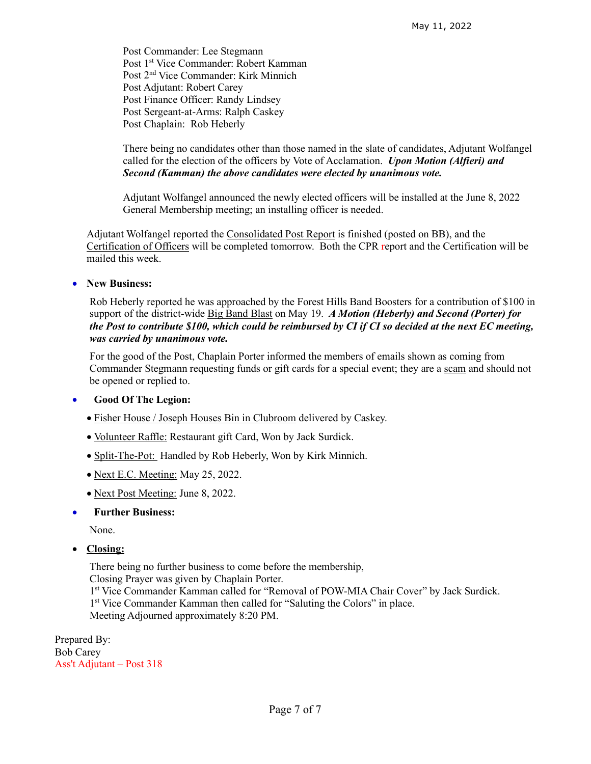Post Commander: Lee Stegmann
Post 1st Vice Commander: Robert Kamman
Post 2nd Vice Commander: Kirk Minnich
Post Adjutant: Robert Carey
Post Finance Officer: Randy Lindsey
Post Sergeant-at-Arms: Ralph Caskey
Post Chaplain: Rob Heberly

There being no candidates other than those named in the slate of candidates, Adjutant Wolfangel called for the election of the officers by Vote of Acclamation. ***Upon Motion (Alfieri) and Second (Kamman) the above candidates were elected by unanimous vote.***

Adjutant Wolfangel announced the newly elected officers will be installed at the June 8, 2022 General Membership meeting; an installing officer is needed.

Adjutant Wolfangel reported the Consolidated Post Report is finished (posted on BB), and the Certification of Officers will be completed tomorrow. Both the CPR report and the Certification will be mailed this week.

- **New Business:**

  Rob Heberly reported he was approached by the Forest Hills Band Boosters for a contribution of $100 in support of the district-wide Big Band Blast on May 19. ***A Motion (Heberly) and Second (Porter) for the Post to contribute $100, which could be reimbursed by CI if CI so decided at the next EC meeting, was carried by unanimous vote.***

  For the good of the Post, Chaplain Porter informed the members of emails shown as coming from Commander Stegmann requesting funds or gift cards for a special event; they are a scam and should not be opened or replied to.

- **Good Of The Legion:**
  - Fisher House / Joseph Houses Bin in Clubroom delivered by Caskey.
  - Volunteer Raffle: Restaurant gift Card, Won by Jack Surdick.
  - Split-The-Pot: Handled by Rob Heberly, Won by Kirk Minnich.
  - Next E.C. Meeting: May 25, 2022.
  - Next Post Meeting: June 8, 2022.

- **Further Business:**

  None.

- **Closing:**

  There being no further business to come before the membership,
  Closing Prayer was given by Chaplain Porter.
  1st Vice Commander Kamman called for "Removal of POW-MIA Chair Cover" by Jack Surdick.
  1st Vice Commander Kamman then called for "Saluting the Colors" in place.
  Meeting Adjourned approximately 8:20 PM.

Prepared By:
Bob Carey
Ass't Adjutant – Post 318